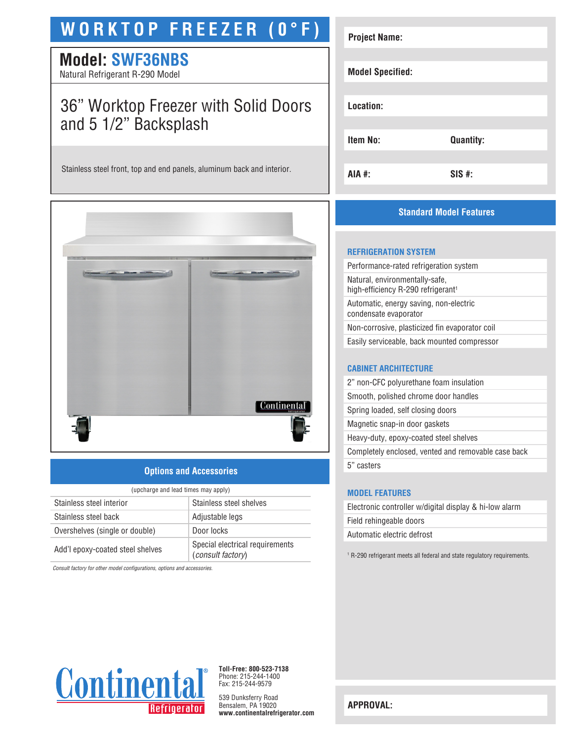# WORKTOP FREEZER (0°F)

## Model: SWF36NBS

Natural Refrigerant R-290 Model

## 36” Worktop Freezer with Solid Doors and 5 1/2” Backsplash

Stainless steel front, top and end panels, aluminum back and interior.

| | |
|---|---|
| **Project Name:** | |
| **Model Specified:** | |
| **Location:** | |
| **Item No:** | **Quantity:** |
| **AIA #:** | **SIS #:** |

## Standard Model Features

### REFRIGERATION SYSTEM

- Performance-rated refrigeration system
- Natural, environmentally-safe, high-efficiency R-290 refrigerant[1]
- Automatic, energy saving, non-electric condensate evaporator
- Non-corrosive, plasticized fin evaporator coil
- Easily serviceable, back mounted compressor

### CABINET ARCHITECTURE

- 2” non-CFC polyurethane foam insulation
- Smooth, polished chrome door handles
- Spring loaded, self closing doors
- Magnetic snap-in door gaskets
- Heavy-duty, epoxy-coated steel shelves
- Completely enclosed, vented and removable case back
- 5” casters

### MODEL FEATURES

- Electronic controller w/digital display & hi-low alarm
- Field rehingeable doors
- Automatic electric defrost

[1] R-290 refrigerant meets all federal and state regulatory requirements.

## Options and Accessories

(upcharge and lead times may apply)

| | |
|---|---|
| Stainless steel interior | Stainless steel shelves |
| Stainless steel back | Adjustable legs |
| Overshelves (single or double) | Door locks |
| Add’l epoxy-coated steel shelves | Special electrical requirements (*consult factory*) |

*Consult factory for other model configurations, options and accessories.*

Continental® Refrigerator

**Toll-Free: 800-523-7138**
Phone: 215-244-1400
Fax: 215-244-9579

539 Dunksferry Road
Bensalem, PA 19020
**www.continentalrefrigerator.com**

**APPROVAL:**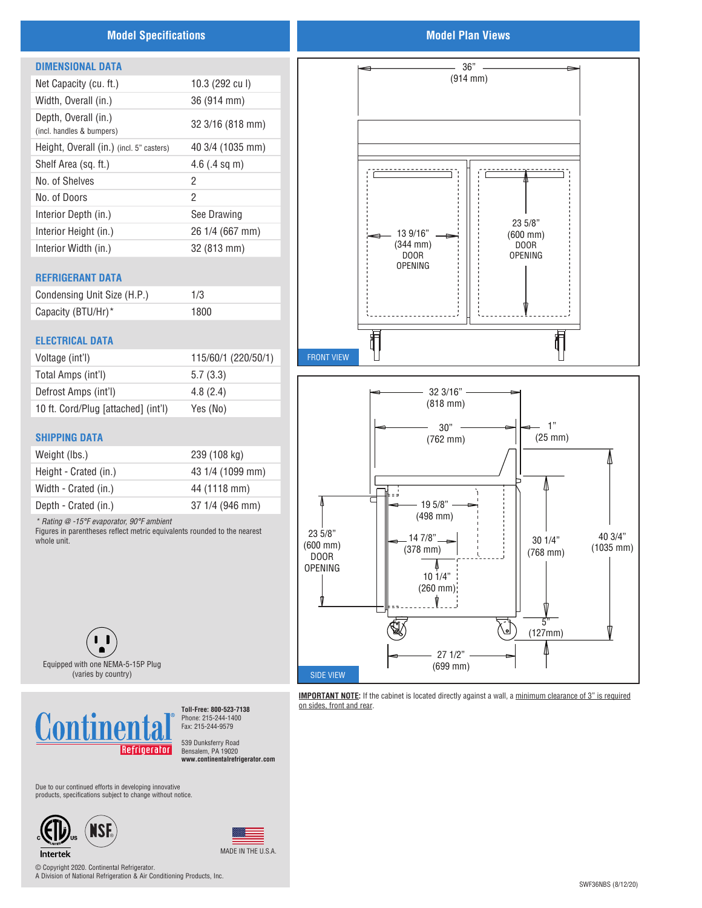## Model Specifications

### DIMENSIONAL DATA

| | |
|---|---|
| Net Capacity (cu. ft.) | 10.3 (292 cu l) |
| Width, Overall (in.) | 36 (914 mm) |
| Depth, Overall (in.) (incl. handles & bumpers) | 32 3/16 (818 mm) |
| Height, Overall (in.) (incl. 5" casters) | 40 3/4 (1035 mm) |
| Shelf Area (sq. ft.) | 4.6 (.4 sq m) |
| No. of Shelves | 2 |
| No. of Doors | 2 |
| Interior Depth (in.) | See Drawing |
| Interior Height (in.) | 26 1/4 (667 mm) |
| Interior Width (in.) | 32 (813 mm) |

### REFRIGERANT DATA

| | |
|---|---|
| Condensing Unit Size (H.P.) | 1/3 |
| Capacity (BTU/Hr)* | 1800 |

### ELECTRICAL DATA

| | |
|---|---|
| Voltage (int'l) | 115/60/1 (220/50/1) |
| Total Amps (int'l) | 5.7 (3.3) |
| Defrost Amps (int'l) | 4.8 (2.4) |
| 10 ft. Cord/Plug [attached] (int'l) | Yes (No) |

### SHIPPING DATA

| | |
|---|---|
| Weight (lbs.) | 239 (108 kg) |
| Height - Crated (in.) | 43 1/4 (1099 mm) |
| Width - Crated (in.) | 44 (1118 mm) |
| Depth - Crated (in.) | 37 1/4 (946 mm) |

*\* Rating @ -15°F evaporator, 90°F ambient*

Figures in parentheses reflect metric equivalents rounded to the nearest whole unit.

Equipped with one NEMA-5-15P Plug (varies by country)

## Model Plan Views

FRONT VIEW

36" (914 mm)

13 9/16" (344 mm) DOOR OPENING

23 5/8" (600 mm) DOOR OPENING

SIDE VIEW

32 3/16" (818 mm)

30" (762 mm)

1" (25 mm)

19 5/8" (498 mm)

14 7/8" (378 mm)

10 1/4" (260 mm)

23 5/8" (600 mm) DOOR OPENING

30 1/4" (768 mm)

40 3/4" (1035 mm)

5" (127mm)

27 1/2" (699 mm)

**IMPORTANT NOTE:** If the cabinet is located directly against a wall, a minimum clearance of 3" is required on sides, front and rear.

**Continental Refrigerator**

**Toll-Free: 800-523-7138**
Phone: 215-244-1400
Fax: 215-244-9579

539 Dunksferry Road
Bensalem, PA 19020
**www.continentalrefrigerator.com**

Due to our continued efforts in developing innovative products, specifications subject to change without notice.

Intertek

MADE IN THE U.S.A.

© Copyright 2020. Continental Refrigerator.
A Division of National Refrigeration & Air Conditioning Products, Inc.

SWF36NBS (8/12/20)